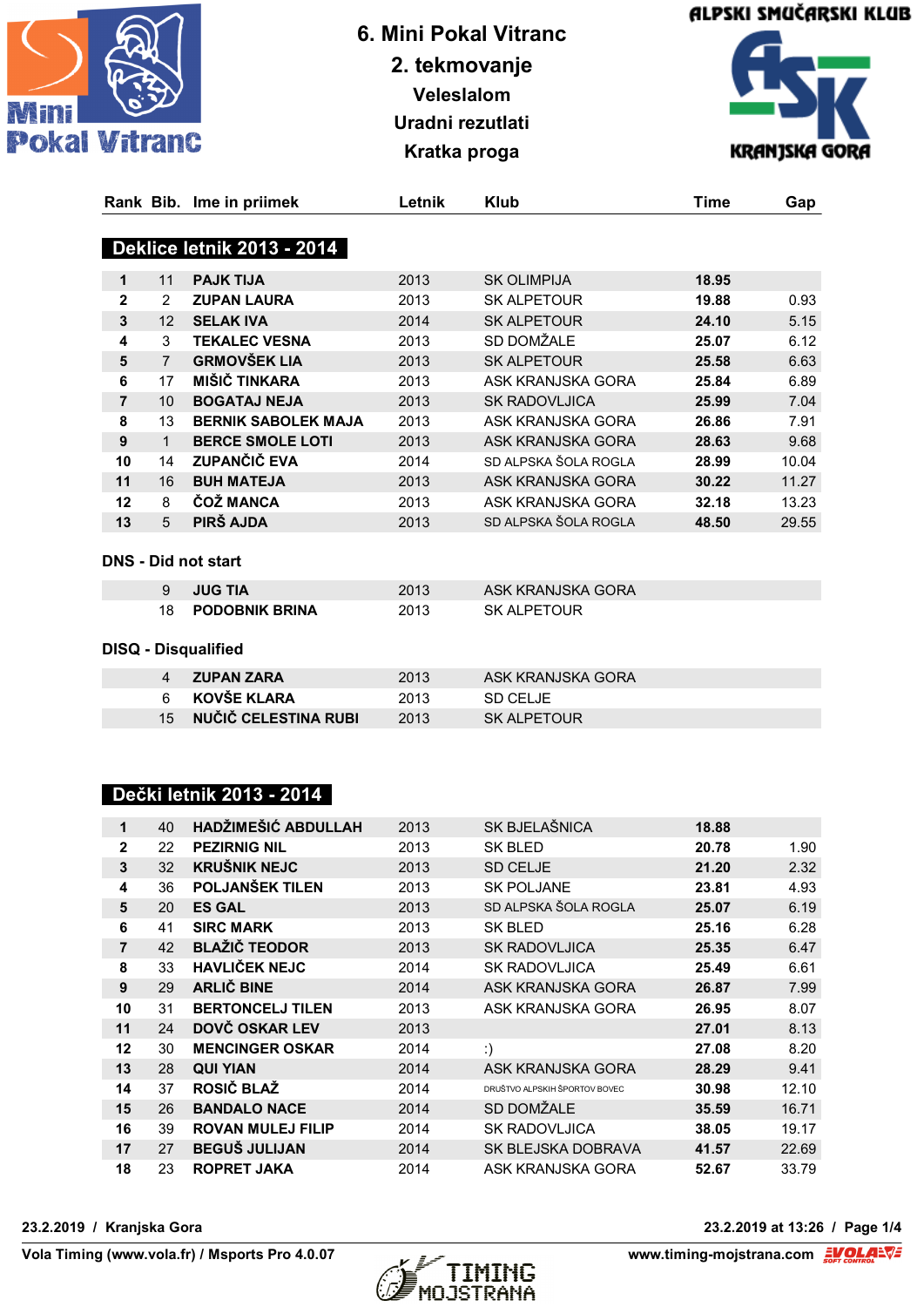# 6. Mini Pokal Vitranc

## 2. tekmovanje

### Veleslalom

### Uradni rezutlati

### Kratka proga

## Deklice letnik 2013 - 2014

| Rank | Bib. | Ime in priimek | Letnik | Klub | Time | Gap |
|---|---|---|---|---|---|---|
| 1 | 11 | PAJK TIJA | 2013 | SK OLIMPIJA | 18.95 | |
| 2 | 2 | ZUPAN LAURA | 2013 | SK ALPETOUR | 19.88 | 0.93 |
| 3 | 12 | SELAK IVA | 2014 | SK ALPETOUR | 24.10 | 5.15 |
| 4 | 3 | TEKALEC VESNA | 2013 | SD DOMŽALE | 25.07 | 6.12 |
| 5 | 7 | GRMOVŠEK LIA | 2013 | SK ALPETOUR | 25.58 | 6.63 |
| 6 | 17 | MIŠIČ TINKARA | 2013 | ASK KRANJSKA GORA | 25.84 | 6.89 |
| 7 | 10 | BOGATAJ NEJA | 2013 | SK RADOVLJICA | 25.99 | 7.04 |
| 8 | 13 | BERNIK SABOLEK MAJA | 2013 | ASK KRANJSKA GORA | 26.86 | 7.91 |
| 9 | 1 | BERCE SMOLE LOTI | 2013 | ASK KRANJSKA GORA | 28.63 | 9.68 |
| 10 | 14 | ZUPANČIČ EVA | 2014 | SD ALPSKA ŠOLA ROGLA | 28.99 | 10.04 |
| 11 | 16 | BUH MATEJA | 2013 | ASK KRANJSKA GORA | 30.22 | 11.27 |
| 12 | 8 | ČOŽ MANCA | 2013 | ASK KRANJSKA GORA | 32.18 | 13.23 |
| 13 | 5 | PIRŠ AJDA | 2013 | SD ALPSKA ŠOLA ROGLA | 48.50 | 29.55 |

### DNS - Did not start

| Rank | Bib. | Ime in priimek | Letnik | Klub | Time | Gap |
|---|---|---|---|---|---|---|
| | 9 | JUG TIA | 2013 | ASK KRANJSKA GORA | | |
| | 18 | PODOBNIK BRINA | 2013 | SK ALPETOUR | | |

### DISQ - Disqualified

| Rank | Bib. | Ime in priimek | Letnik | Klub | Time | Gap |
|---|---|---|---|---|---|---|
| | 4 | ZUPAN ZARA | 2013 | ASK KRANJSKA GORA | | |
| | 6 | KOVŠE KLARA | 2013 | SD CELJE | | |
| | 15 | NUČIČ CELESTINA RUBI | 2013 | SK ALPETOUR | | |

## Dečki letnik 2013 - 2014

| Rank | Bib. | Ime in priimek | Letnik | Klub | Time | Gap |
|---|---|---|---|---|---|---|
| 1 | 40 | HADŽIMEŠIĆ ABDULLAH | 2013 | SK BJELAŠNICA | 18.88 | |
| 2 | 22 | PEZIRNIG NIL | 2013 | SK BLED | 20.78 | 1.90 |
| 3 | 32 | KRUŠNIK NEJC | 2013 | SD CELJE | 21.20 | 2.32 |
| 4 | 36 | POLJANŠEK TILEN | 2013 | SK POLJANE | 23.81 | 4.93 |
| 5 | 20 | ES GAL | 2013 | SD ALPSKA ŠOLA ROGLA | 25.07 | 6.19 |
| 6 | 41 | SIRC MARK | 2013 | SK BLED | 25.16 | 6.28 |
| 7 | 42 | BLAŽIČ TEODOR | 2013 | SK RADOVLJICA | 25.35 | 6.47 |
| 8 | 33 | HAVLIČEK NEJC | 2014 | SK RADOVLJICA | 25.49 | 6.61 |
| 9 | 29 | ARLIČ BINE | 2014 | ASK KRANJSKA GORA | 26.87 | 7.99 |
| 10 | 31 | BERTONCELJ TILEN | 2013 | ASK KRANJSKA GORA | 26.95 | 8.07 |
| 11 | 24 | DOVČ OSKAR LEV | 2013 | | 27.01 | 8.13 |
| 12 | 30 | MENCINGER OSKAR | 2014 | :) | 27.08 | 8.20 |
| 13 | 28 | QUI YIAN | 2014 | ASK KRANJSKA GORA | 28.29 | 9.41 |
| 14 | 37 | ROSIČ BLAŽ | 2014 | DRUŠTVO ALPSKIH ŠPORTOV BOVEC | 30.98 | 12.10 |
| 15 | 26 | BANDALO NACE | 2014 | SD DOMŽALE | 35.59 | 16.71 |
| 16 | 39 | ROVAN MULEJ FILIP | 2014 | SK RADOVLJICA | 38.05 | 19.17 |
| 17 | 27 | BEGUŠ JULIJAN | 2014 | SK BLEJSKA DOBRAVA | 41.57 | 22.69 |
| 18 | 23 | ROPRET JAKA | 2014 | ASK KRANJSKA GORA | 52.67 | 33.79 |

23.2.2019 / Kranjska Gora

23.2.2019 at 13:26

Vola Timing (www.vola.fr) / Msports Pro 4.0.07

www.timing-mojstrana.com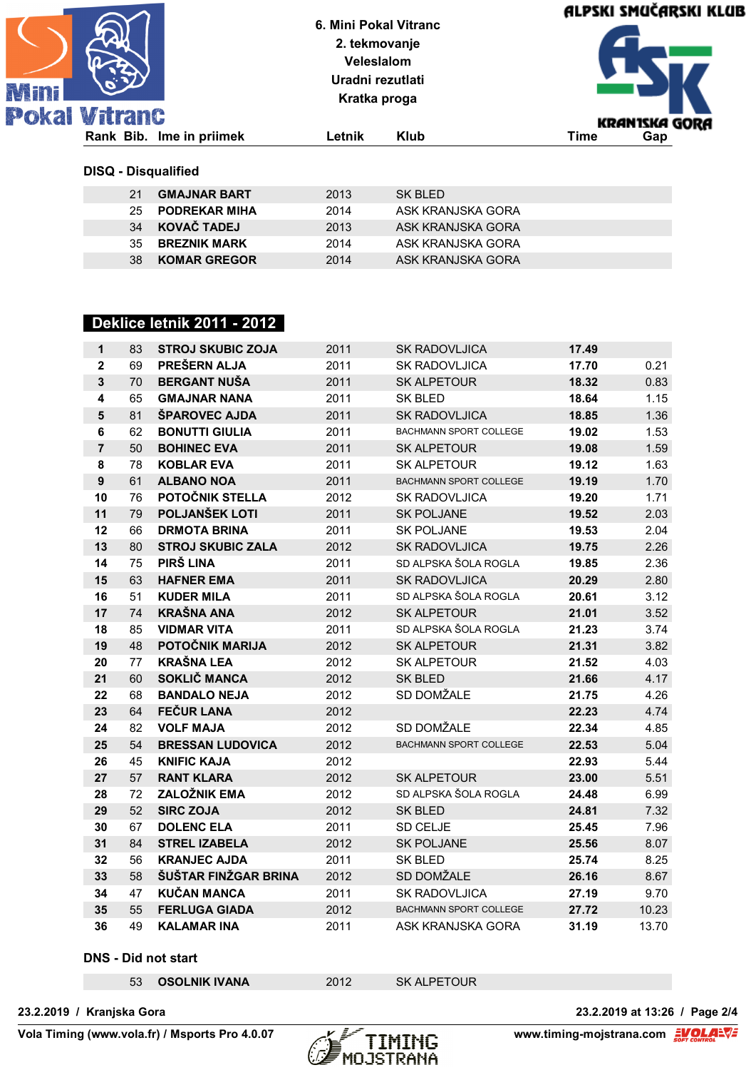6. Mini Pokal Vitranc
2. tekmovanje
Veleslalom
Uradni rezutlati
Kratka proga

ALPSKI SMUČARSKI KLUB
ASK KRANJSKA GORA

## DISQ - Disqualified

| Rank | Bib. | Ime in priimek | Letnik | Klub | Time | Gap |
|---|---|---|---|---|---|---|
| | 21 | GMAJNAR BART | 2013 | SK BLED | | |
| | 25 | PODREKAR MIHA | 2014 | ASK KRANJSKA GORA | | |
| | 34 | KOVAČ TADEJ | 2013 | ASK KRANJSKA GORA | | |
| | 35 | BREZNIK MARK | 2014 | ASK KRANJSKA GORA | | |
| | 38 | KOMAR GREGOR | 2014 | ASK KRANJSKA GORA | | |

## Deklice letnik 2011 - 2012

| Rank | Bib. | Ime in priimek | Letnik | Klub | Time | Gap |
|---|---|---|---|---|---|---|
| 1 | 83 | STROJ SKUBIC ZOJA | 2011 | SK RADOVLJICA | 17.49 | |
| 2 | 69 | PREŠERN ALJA | 2011 | SK RADOVLJICA | 17.70 | 0.21 |
| 3 | 70 | BERGANT NUŠA | 2011 | SK ALPETOUR | 18.32 | 0.83 |
| 4 | 65 | GMAJNAR NANA | 2011 | SK BLED | 18.64 | 1.15 |
| 5 | 81 | ŠPAROVEC AJDA | 2011 | SK RADOVLJICA | 18.85 | 1.36 |
| 6 | 62 | BONUTTI GIULIA | 2011 | BACHMANN SPORT COLLEGE | 19.02 | 1.53 |
| 7 | 50 | BOHINEC EVA | 2011 | SK ALPETOUR | 19.08 | 1.59 |
| 8 | 78 | KOBLAR EVA | 2011 | SK ALPETOUR | 19.12 | 1.63 |
| 9 | 61 | ALBANO NOA | 2011 | BACHMANN SPORT COLLEGE | 19.19 | 1.70 |
| 10 | 76 | POTOČNIK STELLA | 2012 | SK RADOVLJICA | 19.20 | 1.71 |
| 11 | 79 | POLJANŠEK LOTI | 2011 | SK POLJANE | 19.52 | 2.03 |
| 12 | 66 | DRMOTA BRINA | 2011 | SK POLJANE | 19.53 | 2.04 |
| 13 | 80 | STROJ SKUBIC ZALA | 2012 | SK RADOVLJICA | 19.75 | 2.26 |
| 14 | 75 | PIRŠ LINA | 2011 | SD ALPSKA ŠOLA ROGLA | 19.85 | 2.36 |
| 15 | 63 | HAFNER EMA | 2011 | SK RADOVLJICA | 20.29 | 2.80 |
| 16 | 51 | KUDER MILA | 2011 | SD ALPSKA ŠOLA ROGLA | 20.61 | 3.12 |
| 17 | 74 | KRAŠNA ANA | 2012 | SK ALPETOUR | 21.01 | 3.52 |
| 18 | 85 | VIDMAR VITA | 2011 | SD ALPSKA ŠOLA ROGLA | 21.23 | 3.74 |
| 19 | 48 | POTOČNIK MARIJA | 2012 | SK ALPETOUR | 21.31 | 3.82 |
| 20 | 77 | KRAŠNA LEA | 2012 | SK ALPETOUR | 21.52 | 4.03 |
| 21 | 60 | SOKLIČ MANCA | 2012 | SK BLED | 21.66 | 4.17 |
| 22 | 68 | BANDALO NEJA | 2012 | SD DOMŽALE | 21.75 | 4.26 |
| 23 | 64 | FEČUR LANA | 2012 | | 22.23 | 4.74 |
| 24 | 82 | VOLF MAJA | 2012 | SD DOMŽALE | 22.34 | 4.85 |
| 25 | 54 | BRESSAN LUDOVICA | 2012 | BACHMANN SPORT COLLEGE | 22.53 | 5.04 |
| 26 | 45 | KNIFIC KAJA | 2012 | | 22.93 | 5.44 |
| 27 | 57 | RANT KLARA | 2012 | SK ALPETOUR | 23.00 | 5.51 |
| 28 | 72 | ZALOŽNIK EMA | 2012 | SD ALPSKA ŠOLA ROGLA | 24.48 | 6.99 |
| 29 | 52 | SIRC ZOJA | 2012 | SK BLED | 24.81 | 7.32 |
| 30 | 67 | DOLENC ELA | 2011 | SD CELJE | 25.45 | 7.96 |
| 31 | 84 | STREL IZABELA | 2012 | SK POLJANE | 25.56 | 8.07 |
| 32 | 56 | KRANJEC AJDA | 2011 | SK BLED | 25.74 | 8.25 |
| 33 | 58 | ŠUŠTAR FINŽGAR BRINA | 2012 | SD DOMŽALE | 26.16 | 8.67 |
| 34 | 47 | KUČAN MANCA | 2011 | SK RADOVLJICA | 27.19 | 9.70 |
| 35 | 55 | FERLUGA GIADA | 2012 | BACHMANN SPORT COLLEGE | 27.72 | 10.23 |
| 36 | 49 | KALAMAR INA | 2011 | ASK KRANJSKA GORA | 31.19 | 13.70 |

## DNS - Did not start

| Rank | Bib. | Ime in priimek | Letnik | Klub | Time | Gap |
|---|---|---|---|---|---|---|
| | 53 | OSOLNIK IVANA | 2012 | SK ALPETOUR | | |

23.2.2019 / Kranjska Gora — 23.2.2019 at 13:26

Vola Timing (www.vola.fr) / Msports Pro 4.0.07 — www.timing-mojstrana.com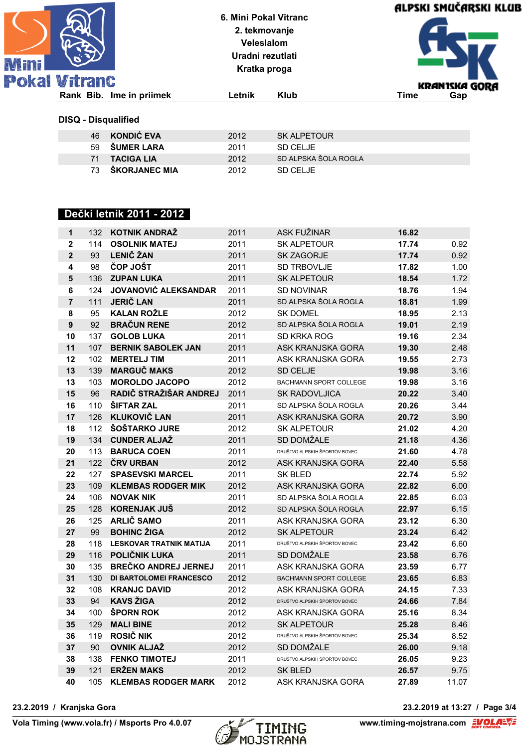6. Mini Pokal Vitranc
2. tekmovanje
Veleslalom
Uradni rezutlati
Kratka proga

ALPSKI SMUČARSKI KLUB ASK KRANJSKA GORA

## DISQ - Disqualified

| Rank | Bib. | Ime in priimek | Letnik | Klub | Time | Gap |
|---|---|---|---|---|---|---|
| | 46 | **KONDIĆ EVA** | 2012 | SK ALPETOUR | | |
| | 59 | **ŠUMER LARA** | 2011 | SD CELJE | | |
| | 71 | **TACIGA LIA** | 2012 | SD ALPSKA ŠOLA ROGLA | | |
| | 73 | **ŠKORJANEC MIA** | 2012 | SD CELJE | | |

## Dečki letnik 2011 - 2012

| Rank | Bib. | Ime in priimek | Letnik | Klub | Time | Gap |
|---|---|---|---|---|---|---|
| 1 | 132 | **KOTNIK ANDRAŽ** | 2011 | ASK FUŽINAR | **16.82** | |
| 2 | 114 | **OSOLNIK MATEJ** | 2011 | SK ALPETOUR | **17.74** | 0.92 |
| 2 | 93 | **LENIČ ŽAN** | 2011 | SK ZAGORJE | **17.74** | 0.92 |
| 4 | 98 | **ČOP JOŠT** | 2011 | SD TRBOVLJE | **17.82** | 1.00 |
| 5 | 136 | **ZUPAN LUKA** | 2011 | SK ALPETOUR | **18.54** | 1.72 |
| 6 | 124 | **JOVANOVIĆ ALEKSANDAR** | 2011 | SD NOVINAR | **18.76** | 1.94 |
| 7 | 111 | **JERIČ LAN** | 2011 | SD ALPSKA ŠOLA ROGLA | **18.81** | 1.99 |
| 8 | 95 | **KALAN ROŽLE** | 2012 | SK DOMEL | **18.95** | 2.13 |
| 9 | 92 | **BRAČUN RENE** | 2012 | SD ALPSKA ŠOLA ROGLA | **19.01** | 2.19 |
| 10 | 137 | **GOLOB LUKA** | 2011 | SD KRKA ROG | **19.16** | 2.34 |
| 11 | 107 | **BERNIK SABOLEK JAN** | 2011 | ASK KRANJSKA GORA | **19.30** | 2.48 |
| 12 | 102 | **MERTELJ TIM** | 2011 | ASK KRANJSKA GORA | **19.55** | 2.73 |
| 13 | 139 | **MARGUČ MAKS** | 2012 | SD CELJE | **19.98** | 3.16 |
| 13 | 103 | **MOROLDO JACOPO** | 2012 | BACHMANN SPORT COLLEGE | **19.98** | 3.16 |
| 15 | 96 | **RADIČ STRAŽIŠAR ANDREJ** | 2011 | SK RADOVLJICA | **20.22** | 3.40 |
| 16 | 110 | **ŠIFTAR ZAL** | 2011 | SD ALPSKA ŠOLA ROGLA | **20.26** | 3.44 |
| 17 | 126 | **KLUKOVIČ LAN** | 2011 | ASK KRANJSKA GORA | **20.72** | 3.90 |
| 18 | 112 | **ŠOŠTARKO JURE** | 2012 | SK ALPETOUR | **21.02** | 4.20 |
| 19 | 134 | **CUNDER ALJAŽ** | 2011 | SD DOMŽALE | **21.18** | 4.36 |
| 20 | 113 | **BARUCA COEN** | 2011 | DRUŠTVO ALPSKIH ŠPORTOV BOVEC | **21.60** | 4.78 |
| 21 | 122 | **ČRV URBAN** | 2012 | ASK KRANJSKA GORA | **22.40** | 5.58 |
| 22 | 127 | **SPASEVSKI MARCEL** | 2011 | SK BLED | **22.74** | 5.92 |
| 23 | 109 | **KLEMBAS RODGER MIK** | 2012 | ASK KRANJSKA GORA | **22.82** | 6.00 |
| 24 | 106 | **NOVAK NIK** | 2011 | SD ALPSKA ŠOLA ROGLA | **22.85** | 6.03 |
| 25 | 128 | **KORENJAK JUŠ** | 2012 | SD ALPSKA ŠOLA ROGLA | **22.97** | 6.15 |
| 26 | 125 | **ARLIČ SAMO** | 2011 | ASK KRANJSKA GORA | **23.12** | 6.30 |
| 27 | 99 | **BOHINC ŽIGA** | 2012 | SK ALPETOUR | **23.24** | 6.42 |
| 28 | 118 | **LESKOVAR TRATNIK MATIJA** | 2011 | DRUŠTVO ALPSKIH ŠPORTOV BOVEC | **23.42** | 6.60 |
| 29 | 116 | **POLIČNIK LUKA** | 2011 | SD DOMŽALE | **23.58** | 6.76 |
| 30 | 135 | **BREČKO ANDREJ JERNEJ** | 2011 | ASK KRANJSKA GORA | **23.59** | 6.77 |
| 31 | 130 | **DI BARTOLOMEI FRANCESCO** | 2012 | BACHMANN SPORT COLLEGE | **23.65** | 6.83 |
| 32 | 108 | **KRANJC DAVID** | 2012 | ASK KRANJSKA GORA | **24.15** | 7.33 |
| 33 | 94 | **KAVS ŽIGA** | 2012 | DRUŠTVO ALPSKIH ŠPORTOV BOVEC | **24.66** | 7.84 |
| 34 | 100 | **ŠPORN ROK** | 2012 | ASK KRANJSKA GORA | **25.16** | 8.34 |
| 35 | 129 | **MALI BINE** | 2012 | SK ALPETOUR | **25.28** | 8.46 |
| 36 | 119 | **ROSIČ NIK** | 2012 | DRUŠTVO ALPSKIH ŠPORTOV BOVEC | **25.34** | 8.52 |
| 37 | 90 | **OVNIK ALJAŽ** | 2012 | SD DOMŽALE | **26.00** | 9.18 |
| 38 | 138 | **FENKO TIMOTEJ** | 2011 | DRUŠTVO ALPSKIH ŠPORTOV BOVEC | **26.05** | 9.23 |
| 39 | 121 | **ERŽEN MAKS** | 2012 | SK BLED | **26.57** | 9.75 |
| 40 | 105 | **KLEMBAS RODGER MARK** | 2012 | ASK KRANJSKA GORA | **27.89** | 11.07 |

23.2.2019 / Kranjska Gora — 23.2.2019 at 13:27

Vola Timing (www.vola.fr) / Msports Pro 4.0.07 — www.timing-mojstrana.com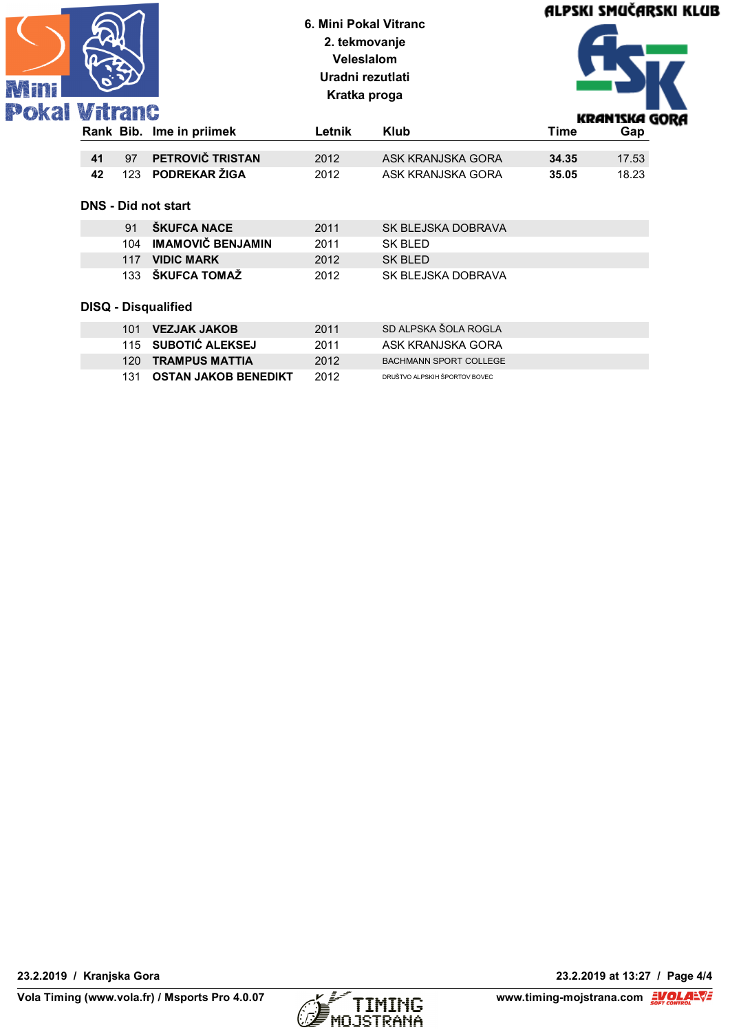# 6. Mini Pokal Vitranc

2. tekmovanje
Veleslalom
Uradni rezutlati
Kratka proga

ALPSKI SMUČARSKI KLUB KRANJSKA GORA

| Rank | Bib. | Ime in priimek | Letnik | Klub | Time | Gap |
|---|---|---|---|---|---|---|
| **41** | 97 | **PETROVIČ TRISTAN** | 2012 | ASK KRANJSKA GORA | **34.35** | 17.53 |
| **42** | 123 | **PODREKAR ŽIGA** | 2012 | ASK KRANJSKA GORA | **35.05** | 18.23 |

## DNS - Did not start

| Rank | Bib. | Ime in priimek | Letnik | Klub |
|---|---|---|---|---|
| | 91 | **ŠKUFCA NACE** | 2011 | SK BLEJSKA DOBRAVA |
| | 104 | **IMAMOVIČ BENJAMIN** | 2011 | SK BLED |
| | 117 | **VIDIC MARK** | 2012 | SK BLED |
| | 133 | **ŠKUFCA TOMAŽ** | 2012 | SK BLEJSKA DOBRAVA |

## DISQ - Disqualified

| Rank | Bib. | Ime in priimek | Letnik | Klub |
|---|---|---|---|---|
| | 101 | **VEZJAK JAKOB** | 2011 | SD ALPSKA ŠOLA ROGLA |
| | 115 | **SUBOTIĆ ALEKSEJ** | 2011 | ASK KRANJSKA GORA |
| | 120 | **TRAMPUS MATTIA** | 2012 | BACHMANN SPORT COLLEGE |
| | 131 | **OSTAN JAKOB BENEDIKT** | 2012 | DRUŠTVO ALPSKIH ŠPORTOV BOVEC |

**23.2.2019 / Kranjska Gora** — **23.2.2019 at 13:27**

**Vola Timing (www.vola.fr) / Msports Pro 4.0.07** — **www.timing-mojstrana.com**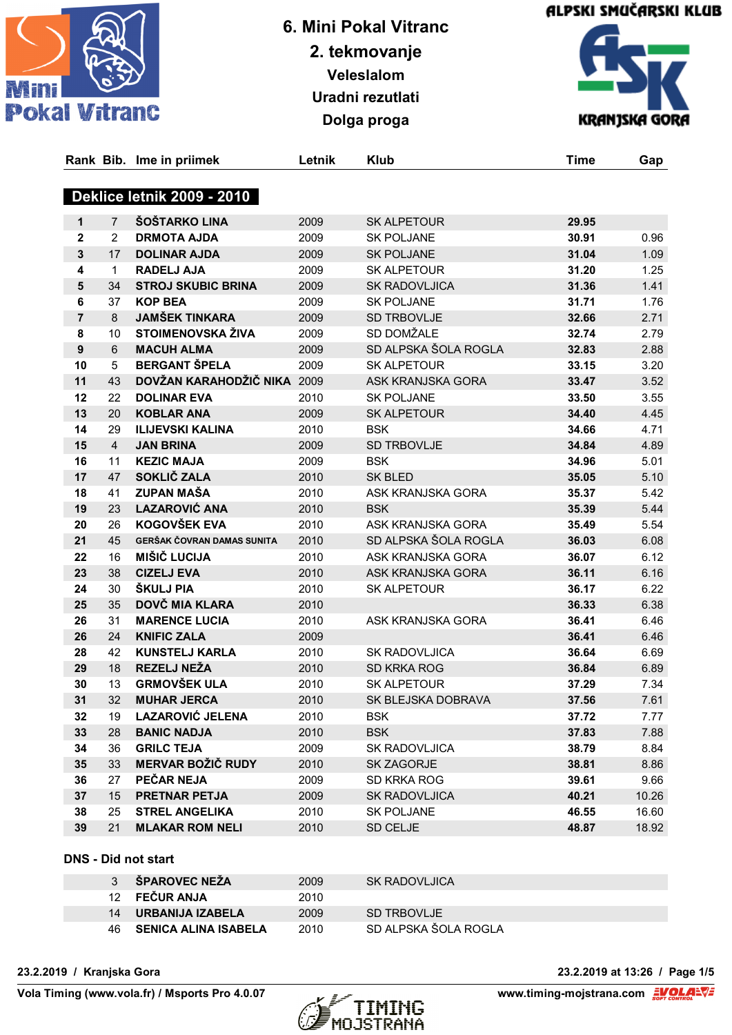# 6. Mini Pokal Vitranc

## 2. tekmovanje

### Veleslalom

### Uradni rezultati

### Dolga proga

**Deklice letnik 2009 - 2010**

| Rank | Bib. | Ime in priimek | Letnik | Klub | Time | Gap |
|---|---|---|---|---|---|---|
| 1 | 7 | ŠOŠTARKO LINA | 2009 | SK ALPETOUR | 29.95 | |
| 2 | 2 | DRMOTA AJDA | 2009 | SK POLJANE | 30.91 | 0.96 |
| 3 | 17 | DOLINAR AJDA | 2009 | SK POLJANE | 31.04 | 1.09 |
| 4 | 1 | RADELJ AJA | 2009 | SK ALPETOUR | 31.20 | 1.25 |
| 5 | 34 | STROJ SKUBIC BRINA | 2009 | SK RADOVLJICA | 31.36 | 1.41 |
| 6 | 37 | KOP BEA | 2009 | SK POLJANE | 31.71 | 1.76 |
| 7 | 8 | JAMŠEK TINKARA | 2009 | SD TRBOVLJE | 32.66 | 2.71 |
| 8 | 10 | STOIMENOVSKA ŽIVA | 2009 | SD DOMŽALE | 32.74 | 2.79 |
| 9 | 6 | MACUH ALMA | 2009 | SD ALPSKA ŠOLA ROGLA | 32.83 | 2.88 |
| 10 | 5 | BERGANT ŠPELA | 2009 | SK ALPETOUR | 33.15 | 3.20 |
| 11 | 43 | DOVŽAN KARAHODŽIČ NIKA | 2009 | ASK KRANJSKA GORA | 33.47 | 3.52 |
| 12 | 22 | DOLINAR EVA | 2010 | SK POLJANE | 33.50 | 3.55 |
| 13 | 20 | KOBLAR ANA | 2009 | SK ALPETOUR | 34.40 | 4.45 |
| 14 | 29 | ILIJEVSKI KALINA | 2010 | BSK | 34.66 | 4.71 |
| 15 | 4 | JAN BRINA | 2009 | SD TRBOVLJE | 34.84 | 4.89 |
| 16 | 11 | KEZIC MAJA | 2009 | BSK | 34.96 | 5.01 |
| 17 | 47 | SOKLIČ ZALA | 2010 | SK BLED | 35.05 | 5.10 |
| 18 | 41 | ZUPAN MAŠA | 2010 | ASK KRANJSKA GORA | 35.37 | 5.42 |
| 19 | 23 | LAZAROVIĆ ANA | 2010 | BSK | 35.39 | 5.44 |
| 20 | 26 | KOGOVŠEK EVA | 2010 | ASK KRANJSKA GORA | 35.49 | 5.54 |
| 21 | 45 | GERŠAK ČOVRAN DAMAS SUNITA | 2010 | SD ALPSKA ŠOLA ROGLA | 36.03 | 6.08 |
| 22 | 16 | MIŠIČ LUCIJA | 2010 | ASK KRANJSKA GORA | 36.07 | 6.12 |
| 23 | 38 | CIZELJ EVA | 2010 | ASK KRANJSKA GORA | 36.11 | 6.16 |
| 24 | 30 | ŠKULJ PIA | 2010 | SK ALPETOUR | 36.17 | 6.22 |
| 25 | 35 | DOVČ MIA KLARA | 2010 | | 36.33 | 6.38 |
| 26 | 31 | MARENCE LUCIA | 2010 | ASK KRANJSKA GORA | 36.41 | 6.46 |
| 26 | 24 | KNIFIC ZALA | 2009 | | 36.41 | 6.46 |
| 28 | 42 | KUNSTELJ KARLA | 2010 | SK RADOVLJICA | 36.64 | 6.69 |
| 29 | 18 | REZELJ NEŽA | 2010 | SD KRKA ROG | 36.84 | 6.89 |
| 30 | 13 | GRMOVŠEK ULA | 2010 | SK ALPETOUR | 37.29 | 7.34 |
| 31 | 32 | MUHAR JERCA | 2010 | SK BLEJSKA DOBRAVA | 37.56 | 7.61 |
| 32 | 19 | LAZAROVIĆ JELENA | 2010 | BSK | 37.72 | 7.77 |
| 33 | 28 | BANIC NADJA | 2010 | BSK | 37.83 | 7.88 |
| 34 | 36 | GRILC TEJA | 2009 | SK RADOVLJICA | 38.79 | 8.84 |
| 35 | 33 | MERVAR BOŽIČ RUDY | 2010 | SK ZAGORJE | 38.81 | 8.86 |
| 36 | 27 | PEČAR NEJA | 2009 | SD KRKA ROG | 39.61 | 9.66 |
| 37 | 15 | PRETNAR PETJA | 2009 | SK RADOVLJICA | 40.21 | 10.26 |
| 38 | 25 | STREL ANGELIKA | 2010 | SK POLJANE | 46.55 | 16.60 |
| 39 | 21 | MLAKAR ROM NELI | 2010 | SD CELJE | 48.87 | 18.92 |

**DNS - Did not start**

| Bib. | Ime in priimek | Letnik | Klub |
|---|---|---|---|
| 3 | ŠPAROVEC NEŽA | 2009 | SK RADOVLJICA |
| 12 | FEČUR ANJA | 2010 | |
| 14 | URBANIJA IZABELA | 2009 | SD TRBOVLJE |
| 46 | SENICA ALINA ISABELA | 2010 | SD ALPSKA ŠOLA ROGLA |

23.2.2019 / Kranjska Gora — 23.2.2019 at 13:26

Vola Timing (www.vola.fr) / Msports Pro 4.0.07 — www.timing-mojstrana.com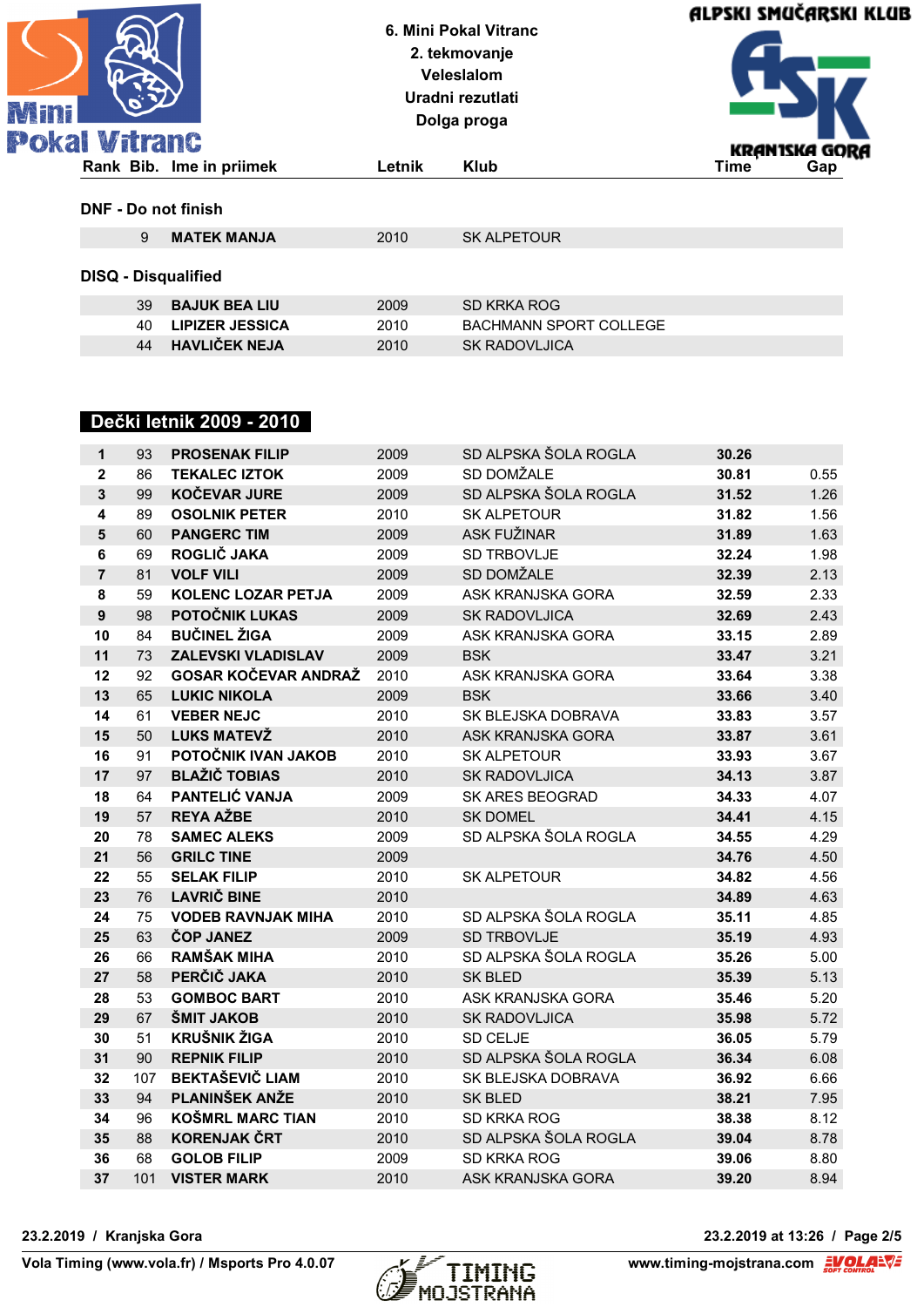# 6. Mini Pokal Vitranc

2. tekmovanje
Veleslalom
Uradni rezutlati
Dolga proga

ALPSKI SMUČARSKI KLUB ASK KRANJSKA GORA

## DNF - Do not finish

| Rank | Bib. | Ime in priimek | Letnik | Klub | Time | Gap |
|---|---|---|---|---|---|---|
| | 9 | **MATEK MANJA** | 2010 | SK ALPETOUR | | |

## DISQ - Disqualified

| Rank | Bib. | Ime in priimek | Letnik | Klub | Time | Gap |
|---|---|---|---|---|---|---|
| | 39 | **BAJUK BEA LIU** | 2009 | SD KRKA ROG | | |
| | 40 | **LIPIZER JESSICA** | 2010 | BACHMANN SPORT COLLEGE | | |
| | 44 | **HAVLIČEK NEJA** | 2010 | SK RADOVLJICA | | |

## Dečki letnik 2009 - 2010

| Rank | Bib. | Ime in priimek | Letnik | Klub | Time | Gap |
|---|---|---|---|---|---|---|
| **1** | 93 | **PROSENAK FILIP** | 2009 | SD ALPSKA ŠOLA ROGLA | **30.26** | |
| **2** | 86 | **TEKALEC IZTOK** | 2009 | SD DOMŽALE | **30.81** | 0.55 |
| **3** | 99 | **KOČEVAR JURE** | 2009 | SD ALPSKA ŠOLA ROGLA | **31.52** | 1.26 |
| **4** | 89 | **OSOLNIK PETER** | 2010 | SK ALPETOUR | **31.82** | 1.56 |
| **5** | 60 | **PANGERC TIM** | 2009 | ASK FUŽINAR | **31.89** | 1.63 |
| **6** | 69 | **ROGLIĆ JAKA** | 2009 | SD TRBOVLJE | **32.24** | 1.98 |
| **7** | 81 | **VOLF VILI** | 2009 | SD DOMŽALE | **32.39** | 2.13 |
| **8** | 59 | **KOLENC LOZAR PETJA** | 2009 | ASK KRANJSKA GORA | **32.59** | 2.33 |
| **9** | 98 | **POTOČNIK LUKAS** | 2009 | SK RADOVLJICA | **32.69** | 2.43 |
| **10** | 84 | **BUČINEL ŽIGA** | 2009 | ASK KRANJSKA GORA | **33.15** | 2.89 |
| **11** | 73 | **ZALEVSKI VLADISLAV** | 2009 | BSK | **33.47** | 3.21 |
| **12** | 92 | **GOSAR KOČEVAR ANDRAŽ** | 2010 | ASK KRANJSKA GORA | **33.64** | 3.38 |
| **13** | 65 | **LUKIC NIKOLA** | 2009 | BSK | **33.66** | 3.40 |
| **14** | 61 | **VEBER NEJC** | 2010 | SK BLEJSKA DOBRAVA | **33.83** | 3.57 |
| **15** | 50 | **LUKS MATEVŽ** | 2010 | ASK KRANJSKA GORA | **33.87** | 3.61 |
| **16** | 91 | **POTOČNIK IVAN JAKOB** | 2010 | SK ALPETOUR | **33.93** | 3.67 |
| **17** | 97 | **BLAŽIČ TOBIAS** | 2010 | SK RADOVLJICA | **34.13** | 3.87 |
| **18** | 64 | **PANTELIĆ VANJA** | 2009 | SK ARES BEOGRAD | **34.33** | 4.07 |
| **19** | 57 | **REYA AŽBE** | 2010 | SK DOMEL | **34.41** | 4.15 |
| **20** | 78 | **SAMEC ALEKS** | 2009 | SD ALPSKA ŠOLA ROGLA | **34.55** | 4.29 |
| **21** | 56 | **GRILC TINE** | 2009 | | **34.76** | 4.50 |
| **22** | 55 | **SELAK FILIP** | 2010 | SK ALPETOUR | **34.82** | 4.56 |
| **23** | 76 | **LAVRIČ BINE** | 2010 | | **34.89** | 4.63 |
| **24** | 75 | **VODEB RAVNJAK MIHA** | 2010 | SD ALPSKA ŠOLA ROGLA | **35.11** | 4.85 |
| **25** | 63 | **ČOP JANEZ** | 2009 | SD TRBOVLJE | **35.19** | 4.93 |
| **26** | 66 | **RAMŠAK MIHA** | 2010 | SD ALPSKA ŠOLA ROGLA | **35.26** | 5.00 |
| **27** | 58 | **PERČIČ JAKA** | 2010 | SK BLED | **35.39** | 5.13 |
| **28** | 53 | **GOMBOC BART** | 2010 | ASK KRANJSKA GORA | **35.46** | 5.20 |
| **29** | 67 | **ŠMIT JAKOB** | 2010 | SK RADOVLJICA | **35.98** | 5.72 |
| **30** | 51 | **KRUŠNIK ŽIGA** | 2010 | SD CELJE | **36.05** | 5.79 |
| **31** | 90 | **REPNIK FILIP** | 2010 | SD ALPSKA ŠOLA ROGLA | **36.34** | 6.08 |
| **32** | 107 | **BEKTAŠEVIČ LIAM** | 2010 | SK BLEJSKA DOBRAVA | **36.92** | 6.66 |
| **33** | 94 | **PLANINŠEK ANŽE** | 2010 | SK BLED | **38.21** | 7.95 |
| **34** | 96 | **KOŠMRL MARC TIAN** | 2010 | SD KRKA ROG | **38.38** | 8.12 |
| **35** | 88 | **KORENJAK ČRT** | 2010 | SD ALPSKA ŠOLA ROGLA | **39.04** | 8.78 |
| **36** | 68 | **GOLOB FILIP** | 2009 | SD KRKA ROG | **39.06** | 8.80 |
| **37** | 101 | **VISTER MARK** | 2010 | ASK KRANJSKA GORA | **39.20** | 8.94 |

23.2.2019 / Kranjska Gora

Vola Timing (www.vola.fr) / Msports Pro 4.0.07 — www.timing-mojstrana.com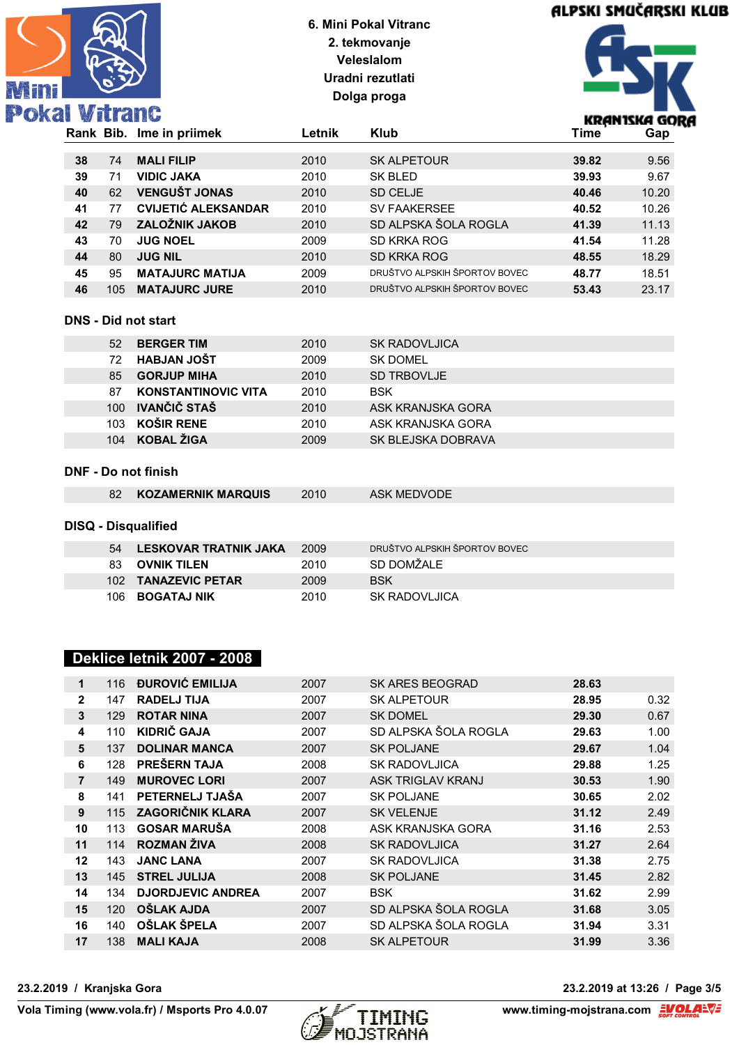6. Mini Pokal Vitranc
2. tekmovanje
Veleslalom
Uradni rezutlati
Dolga proga

| Rank | Bib. | Ime in priimek | Letnik | Klub | Time | Gap |
|---|---|---|---|---|---|---|
| 38 | 74 | MALI FILIP | 2010 | SK ALPETOUR | 39.82 | 9.56 |
| 39 | 71 | VIDIC JAKA | 2010 | SK BLED | 39.93 | 9.67 |
| 40 | 62 | VENGUŠT JONAS | 2010 | SD CELJE | 40.46 | 10.20 |
| 41 | 77 | CVIJETIĆ ALEKSANDAR | 2010 | SV FAAKERSEE | 40.52 | 10.26 |
| 42 | 79 | ZALOŽNIK JAKOB | 2010 | SD ALPSKA ŠOLA ROGLA | 41.39 | 11.13 |
| 43 | 70 | JUG NOEL | 2009 | SD KRKA ROG | 41.54 | 11.28 |
| 44 | 80 | JUG NIL | 2010 | SD KRKA ROG | 48.55 | 18.29 |
| 45 | 95 | MATAJURC MATIJA | 2009 | DRUŠTVO ALPSKIH ŠPORTOV BOVEC | 48.77 | 18.51 |
| 46 | 105 | MATAJURC JURE | 2010 | DRUŠTVO ALPSKIH ŠPORTOV BOVEC | 53.43 | 23.17 |

## DNS - Did not start

| Bib. | Ime in priimek | Letnik | Klub |
|---|---|---|---|
| 52 | BERGER TIM | 2010 | SK RADOVLJICA |
| 72 | HABJAN JOŠT | 2009 | SK DOMEL |
| 85 | GORJUP MIHA | 2010 | SD TRBOVLJE |
| 87 | KONSTANTINOVIC VITA | 2010 | BSK |
| 100 | IVANČIČ STAŠ | 2010 | ASK KRANJSKA GORA |
| 103 | KOŠIR RENE | 2010 | ASK KRANJSKA GORA |
| 104 | KOBAL ŽIGA | 2009 | SK BLEJSKA DOBRAVA |

## DNF - Do not finish

| Bib. | Ime in priimek | Letnik | Klub |
|---|---|---|---|
| 82 | KOZAMERNIK MARQUIS | 2010 | ASK MEDVODE |

## DISQ - Disqualified

| Bib. | Ime in priimek | Letnik | Klub |
|---|---|---|---|
| 54 | LESKOVAR TRATNIK JAKA | 2009 | DRUŠTVO ALPSKIH ŠPORTOV BOVEC |
| 83 | OVNIK TILEN | 2010 | SD DOMŽALE |
| 102 | TANAZEVIC PETAR | 2009 | BSK |
| 106 | BOGATAJ NIK | 2010 | SK RADOVLJICA |

## Deklice letnik 2007 - 2008

| Rank | Bib. | Ime in priimek | Letnik | Klub | Time | Gap |
|---|---|---|---|---|---|---|
| 1 | 116 | ĐUROVIĆ EMILIJA | 2007 | SK ARES BEOGRAD | 28.63 | |
| 2 | 147 | RADELJ TIJA | 2007 | SK ALPETOUR | 28.95 | 0.32 |
| 3 | 129 | ROTAR NINA | 2007 | SK DOMEL | 29.30 | 0.67 |
| 4 | 110 | KIDRIČ GAJA | 2007 | SD ALPSKA ŠOLA ROGLA | 29.63 | 1.00 |
| 5 | 137 | DOLINAR MANCA | 2007 | SK POLJANE | 29.67 | 1.04 |
| 6 | 128 | PREŠERN TAJA | 2008 | SK RADOVLJICA | 29.88 | 1.25 |
| 7 | 149 | MUROVEC LORI | 2007 | ASK TRIGLAV KRANJ | 30.53 | 1.90 |
| 8 | 141 | PETERNELJ TJAŠA | 2007 | SK POLJANE | 30.65 | 2.02 |
| 9 | 115 | ZAGORIČNIK KLARA | 2007 | SK VELENJE | 31.12 | 2.49 |
| 10 | 113 | GOSAR MARUŠA | 2008 | ASK KRANJSKA GORA | 31.16 | 2.53 |
| 11 | 114 | ROZMAN ŽIVA | 2008 | SK RADOVLJICA | 31.27 | 2.64 |
| 12 | 143 | JANC LANA | 2007 | SK RADOVLJICA | 31.38 | 2.75 |
| 13 | 145 | STREL JULIJA | 2008 | SK POLJANE | 31.45 | 2.82 |
| 14 | 134 | DJORDJEVIC ANDREA | 2007 | BSK | 31.62 | 2.99 |
| 15 | 120 | OŠLAK AJDA | 2007 | SD ALPSKA ŠOLA ROGLA | 31.68 | 3.05 |
| 16 | 140 | OŠLAK ŠPELA | 2007 | SD ALPSKA ŠOLA ROGLA | 31.94 | 3.31 |
| 17 | 138 | MALI KAJA | 2008 | SK ALPETOUR | 31.99 | 3.36 |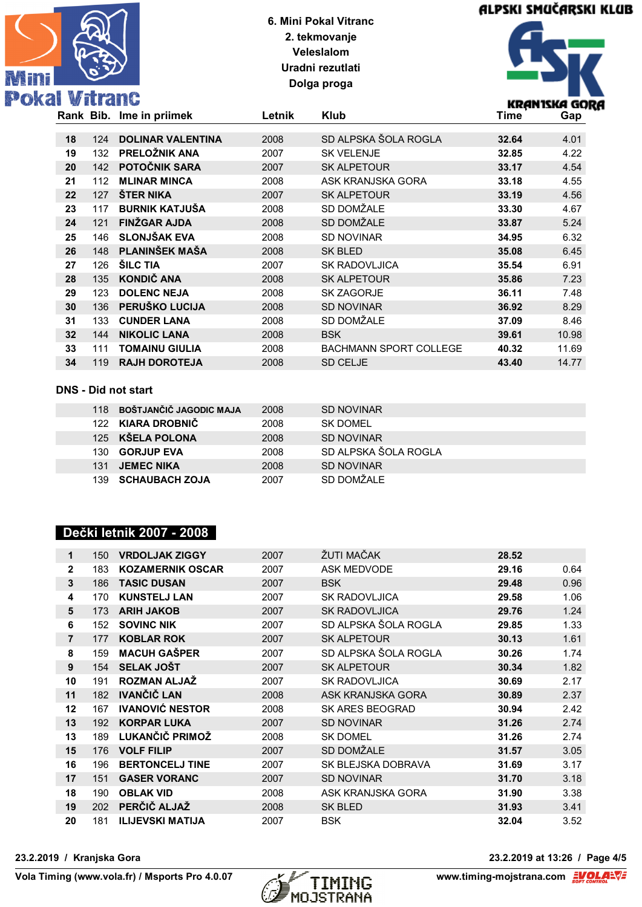6. Mini Pokal Vitranc
2. tekmovanje
Veleslalom
Uradni rezutlati
Dolga proga

| Rank | Bib. | Ime in priimek | Letnik | Klub | Time | Gap |
|---|---|---|---|---|---|---|
| 18 | 124 | DOLINAR VALENTINA | 2008 | SD ALPSKA ŠOLA ROGLA | 32.64 | 4.01 |
| 19 | 132 | PRELOŽNIK ANA | 2007 | SK VELENJE | 32.85 | 4.22 |
| 20 | 142 | POTOČNIK SARA | 2007 | SK ALPETOUR | 33.17 | 4.54 |
| 21 | 112 | MLINAR MINCA | 2008 | ASK KRANJSKA GORA | 33.18 | 4.55 |
| 22 | 127 | ŠTER NIKA | 2007 | SK ALPETOUR | 33.19 | 4.56 |
| 23 | 117 | BURNIK KATJUŠA | 2008 | SD DOMŽALE | 33.30 | 4.67 |
| 24 | 121 | FINŽGAR AJDA | 2008 | SD DOMŽALE | 33.87 | 5.24 |
| 25 | 146 | SLONJŠAK EVA | 2008 | SD NOVINAR | 34.95 | 6.32 |
| 26 | 148 | PLANINŠEK MAŠA | 2008 | SK BLED | 35.08 | 6.45 |
| 27 | 126 | ŠILC TIA | 2007 | SK RADOVLJICA | 35.54 | 6.91 |
| 28 | 135 | KONDIČ ANA | 2008 | SK ALPETOUR | 35.86 | 7.23 |
| 29 | 123 | DOLENC NEJA | 2008 | SK ZAGORJE | 36.11 | 7.48 |
| 30 | 136 | PERUŠKO LUCIJA | 2008 | SD NOVINAR | 36.92 | 8.29 |
| 31 | 133 | CUNDER LANA | 2008 | SD DOMŽALE | 37.09 | 8.46 |
| 32 | 144 | NIKOLIC LANA | 2008 | BSK | 39.61 | 10.98 |
| 33 | 111 | TOMAINU GIULIA | 2008 | BACHMANN SPORT COLLEGE | 40.32 | 11.69 |
| 34 | 119 | RAJH DOROTEJA | 2008 | SD CELJE | 43.40 | 14.77 |

## DNS - Did not start

| Bib. | Ime in priimek | Letnik | Klub |
|---|---|---|---|
| 118 | BOŠTJANČIČ JAGODIC MAJA | 2008 | SD NOVINAR |
| 122 | KIARA DROBNIČ | 2008 | SK DOMEL |
| 125 | KŠELA POLONA | 2008 | SD NOVINAR |
| 130 | GORJUP EVA | 2008 | SD ALPSKA ŠOLA ROGLA |
| 131 | JEMEC NIKA | 2008 | SD NOVINAR |
| 139 | SCHAUBACH ZOJA | 2007 | SD DOMŽALE |

## Dečki letnik 2007 - 2008

| Rank | Bib. | Ime in priimek | Letnik | Klub | Time | Gap |
|---|---|---|---|---|---|---|
| 1 | 150 | VRDOLJAK ZIGGY | 2007 | ŽUTI MAČAK | 28.52 | |
| 2 | 183 | KOZAMERNIK OSCAR | 2007 | ASK MEDVODE | 29.16 | 0.64 |
| 3 | 186 | TASIC DUSAN | 2007 | BSK | 29.48 | 0.96 |
| 4 | 170 | KUNSTELJ LAN | 2007 | SK RADOVLJICA | 29.58 | 1.06 |
| 5 | 173 | ARIH JAKOB | 2007 | SK RADOVLJICA | 29.76 | 1.24 |
| 6 | 152 | SOVINC NIK | 2007 | SD ALPSKA ŠOLA ROGLA | 29.85 | 1.33 |
| 7 | 177 | KOBLAR ROK | 2007 | SK ALPETOUR | 30.13 | 1.61 |
| 8 | 159 | MACUH GAŠPER | 2007 | SD ALPSKA ŠOLA ROGLA | 30.26 | 1.74 |
| 9 | 154 | SELAK JOŠT | 2007 | SK ALPETOUR | 30.34 | 1.82 |
| 10 | 191 | ROZMAN ALJAŽ | 2007 | SK RADOVLJICA | 30.69 | 2.17 |
| 11 | 182 | IVANČIČ LAN | 2008 | ASK KRANJSKA GORA | 30.89 | 2.37 |
| 12 | 167 | IVANOVIĆ NESTOR | 2008 | SK ARES BEOGRAD | 30.94 | 2.42 |
| 13 | 192 | KORPAR LUKA | 2007 | SD NOVINAR | 31.26 | 2.74 |
| 13 | 189 | LUKANČIČ PRIMOŽ | 2008 | SK DOMEL | 31.26 | 2.74 |
| 15 | 176 | VOLF FILIP | 2007 | SD DOMŽALE | 31.57 | 3.05 |
| 16 | 196 | BERTONCELJ TINE | 2007 | SK BLEJSKA DOBRAVA | 31.69 | 3.17 |
| 17 | 151 | GASER VORANC | 2007 | SD NOVINAR | 31.70 | 3.18 |
| 18 | 190 | OBLAK VID | 2008 | ASK KRANJSKA GORA | 31.90 | 3.38 |
| 19 | 202 | PERČIČ ALJAŽ | 2008 | SK BLED | 31.93 | 3.41 |
| 20 | 181 | ILIJEVSKI MATIJA | 2007 | BSK | 32.04 | 3.52 |

23.2.2019 / Kranjska Gora — 23.2.2019 at 13:26

Vola Timing (www.vola.fr) / Msports Pro 4.0.07 — www.timing-mojstrana.com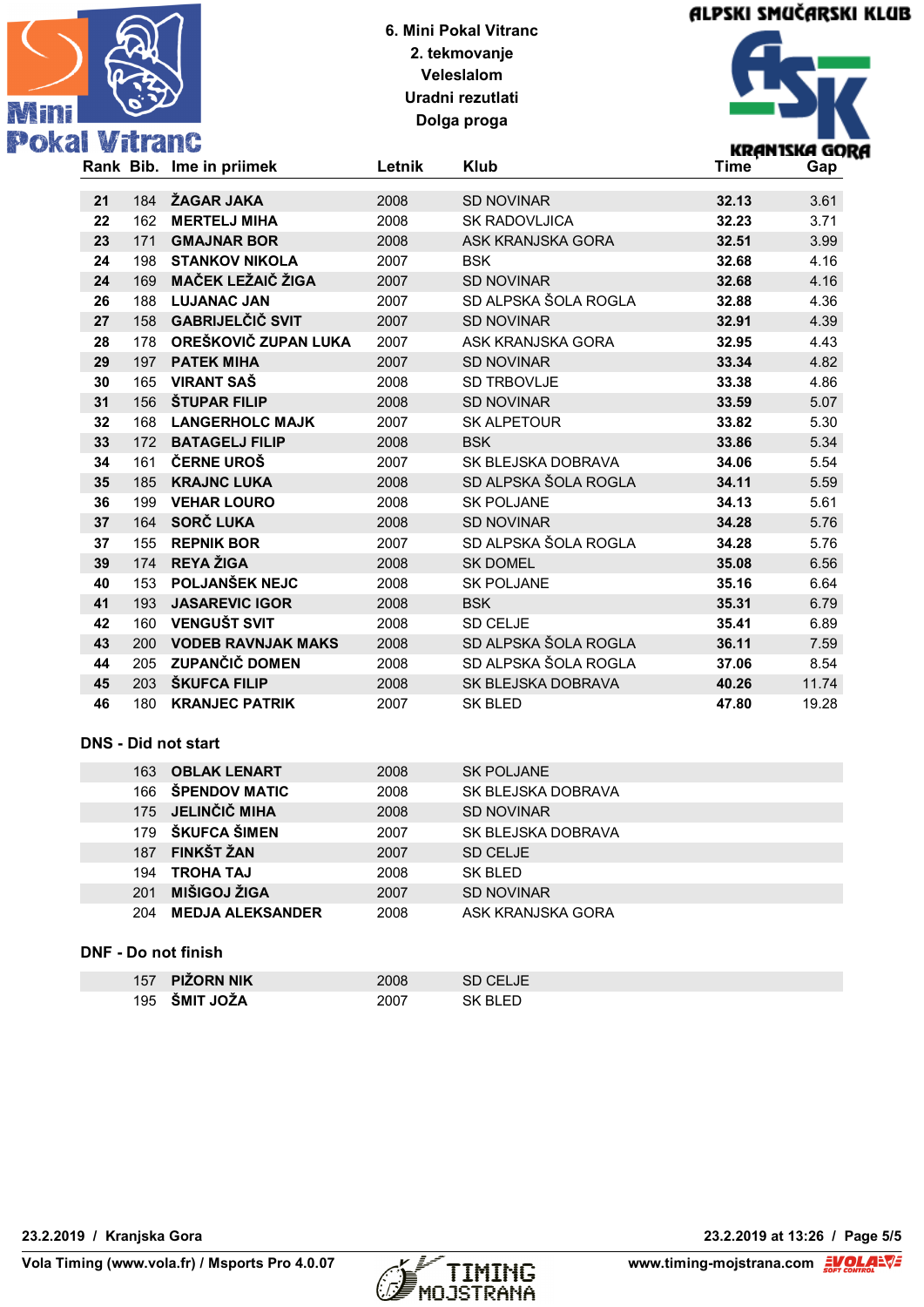6. Mini Pokal Vitranc
2. tekmovanje
Veleslalom
Uradni rezutlati
Dolga proga

ALPSKI SMUČARSKI KLUB
KRANJSKA GORA

| Rank | Bib. | Ime in priimek | Letnik | Klub | Time | Gap |
|---|---|---|---|---|---|---|
| 21 | 184 | ŽAGAR JAKA | 2008 | SD NOVINAR | 32.13 | 3.61 |
| 22 | 162 | MERTELJ MIHA | 2008 | SK RADOVLJICA | 32.23 | 3.71 |
| 23 | 171 | GMAJNAR BOR | 2008 | ASK KRANJSKA GORA | 32.51 | 3.99 |
| 24 | 198 | STANKOV NIKOLA | 2007 | BSK | 32.68 | 4.16 |
| 24 | 169 | MAČEK LEŽAIČ ŽIGA | 2007 | SD NOVINAR | 32.68 | 4.16 |
| 26 | 188 | LUJANAC JAN | 2007 | SD ALPSKA ŠOLA ROGLA | 32.88 | 4.36 |
| 27 | 158 | GABRIJELČIČ SVIT | 2007 | SD NOVINAR | 32.91 | 4.39 |
| 28 | 178 | OREŠKOVIČ ZUPAN LUKA | 2007 | ASK KRANJSKA GORA | 32.95 | 4.43 |
| 29 | 197 | PATEK MIHA | 2007 | SD NOVINAR | 33.34 | 4.82 |
| 30 | 165 | VIRANT SAŠ | 2008 | SD TRBOVLJE | 33.38 | 4.86 |
| 31 | 156 | ŠTUPAR FILIP | 2008 | SD NOVINAR | 33.59 | 5.07 |
| 32 | 168 | LANGERHOLC MAJK | 2007 | SK ALPETOUR | 33.82 | 5.30 |
| 33 | 172 | BATAGELJ FILIP | 2008 | BSK | 33.86 | 5.34 |
| 34 | 161 | ČERNE UROŠ | 2007 | SK BLEJSKA DOBRAVA | 34.06 | 5.54 |
| 35 | 185 | KRAJNC LUKA | 2008 | SD ALPSKA ŠOLA ROGLA | 34.11 | 5.59 |
| 36 | 199 | VEHAR LOURO | 2008 | SK POLJANE | 34.13 | 5.61 |
| 37 | 164 | SORČ LUKA | 2008 | SD NOVINAR | 34.28 | 5.76 |
| 37 | 155 | REPNIK BOR | 2007 | SD ALPSKA ŠOLA ROGLA | 34.28 | 5.76 |
| 39 | 174 | REYA ŽIGA | 2008 | SK DOMEL | 35.08 | 6.56 |
| 40 | 153 | POLJANŠEK NEJC | 2008 | SK POLJANE | 35.16 | 6.64 |
| 41 | 193 | JASAREVIC IGOR | 2008 | BSK | 35.31 | 6.79 |
| 42 | 160 | VENGUŠT SVIT | 2008 | SD CELJE | 35.41 | 6.89 |
| 43 | 200 | VODEB RAVNJAK MAKS | 2008 | SD ALPSKA ŠOLA ROGLA | 36.11 | 7.59 |
| 44 | 205 | ZUPANČIČ DOMEN | 2008 | SD ALPSKA ŠOLA ROGLA | 37.06 | 8.54 |
| 45 | 203 | ŠKUFCA FILIP | 2008 | SK BLEJSKA DOBRAVA | 40.26 | 11.74 |
| 46 | 180 | KRANJEC PATRIK | 2007 | SK BLED | 47.80 | 19.28 |

## DNS - Did not start

| | | | |
|---|---|---|---|
| 163 | OBLAK LENART | 2008 | SK POLJANE |
| 166 | ŠPENDOV MATIC | 2008 | SK BLEJSKA DOBRAVA |
| 175 | JELINČIČ MIHA | 2008 | SD NOVINAR |
| 179 | ŠKUFCA ŠIMEN | 2007 | SK BLEJSKA DOBRAVA |
| 187 | FINKŠT ŽAN | 2007 | SD CELJE |
| 194 | TROHA TAJ | 2008 | SK BLED |
| 201 | MIŠIGOJ ŽIGA | 2007 | SD NOVINAR |
| 204 | MEDJA ALEKSANDER | 2008 | ASK KRANJSKA GORA |

## DNF - Do not finish

| | | | |
|---|---|---|---|
| 157 | PIŽORN NIK | 2008 | SD CELJE |
| 195 | ŠMIT JOŽA | 2007 | SK BLED |

23.2.2019 / Kranjska Gora — 23.2.2019 at 13:26

Vola Timing (www.vola.fr) / Msports Pro 4.0.07 — www.timing-mojstrana.com